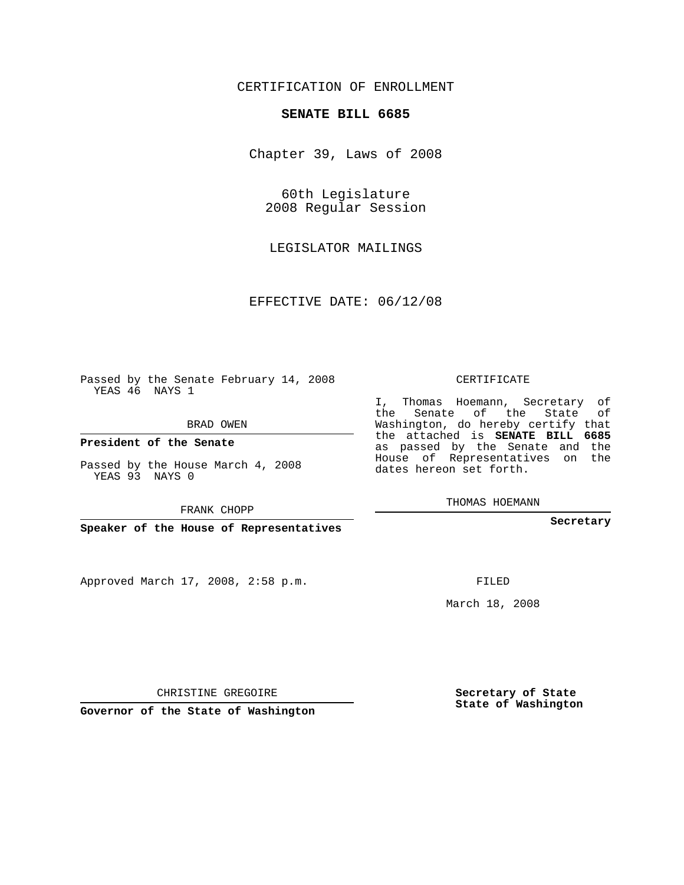CERTIFICATION OF ENROLLMENT

**SENATE BILL 6685**

Chapter 39, Laws of 2008

60th Legislature
2008 Regular Session

LEGISLATOR MAILINGS

EFFECTIVE DATE: 06/12/08

Passed by the Senate February 14, 2008
YEAS 46 NAYS 1

BRAD OWEN

**President of the Senate**

Passed by the House March 4, 2008
YEAS 93 NAYS 0

FRANK CHOPP

**Speaker of the House of Representatives**

CERTIFICATE

I, Thomas Hoemann, Secretary of the Senate of the State of Washington, do hereby certify that the attached is **SENATE BILL 6685** as passed by the Senate and the House of Representatives on the dates hereon set forth.

THOMAS HOEMANN

**Secretary**

Approved March 17, 2008, 2:58 p.m.

FILED

March 18, 2008

CHRISTINE GREGOIRE

**Governor of the State of Washington**

**Secretary of State**
**State of Washington**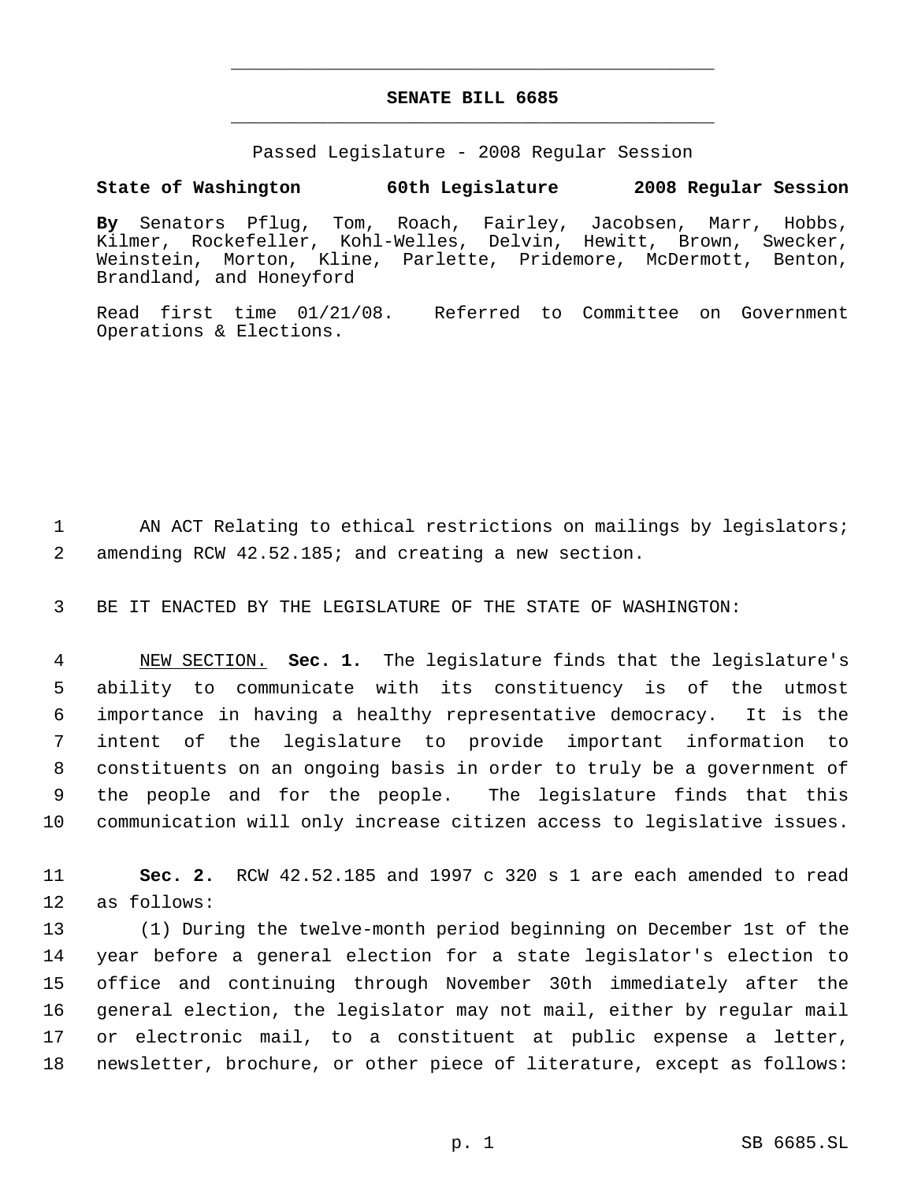# SENATE BILL 6685

Passed Legislature - 2008 Regular Session

**State of Washington 60th Legislature 2008 Regular Session**

**By** Senators Pflug, Tom, Roach, Fairley, Jacobsen, Marr, Hobbs, Kilmer, Rockefeller, Kohl-Welles, Delvin, Hewitt, Brown, Swecker, Weinstein, Morton, Kline, Parlette, Pridemore, McDermott, Benton, Brandland, and Honeyford

Read first time 01/21/08. Referred to Committee on Government Operations & Elections.

1 AN ACT Relating to ethical restrictions on mailings by legislators;
2 amending RCW 42.52.185; and creating a new section.

3 BE IT ENACTED BY THE LEGISLATURE OF THE STATE OF WASHINGTON:

4 NEW SECTION. **Sec. 1.** The legislature finds that the legislature's
5 ability to communicate with its constituency is of the utmost
6 importance in having a healthy representative democracy. It is the
7 intent of the legislature to provide important information to
8 constituents on an ongoing basis in order to truly be a government of
9 the people and for the people. The legislature finds that this
10 communication will only increase citizen access to legislative issues.

11 **Sec. 2.** RCW 42.52.185 and 1997 c 320 s 1 are each amended to read
12 as follows:

13 (1) During the twelve-month period beginning on December 1st of the
14 year before a general election for a state legislator's election to
15 office and continuing through November 30th immediately after the
16 general election, the legislator may not mail, either by regular mail
17 or electronic mail, to a constituent at public expense a letter,
18 newsletter, brochure, or other piece of literature, except as follows: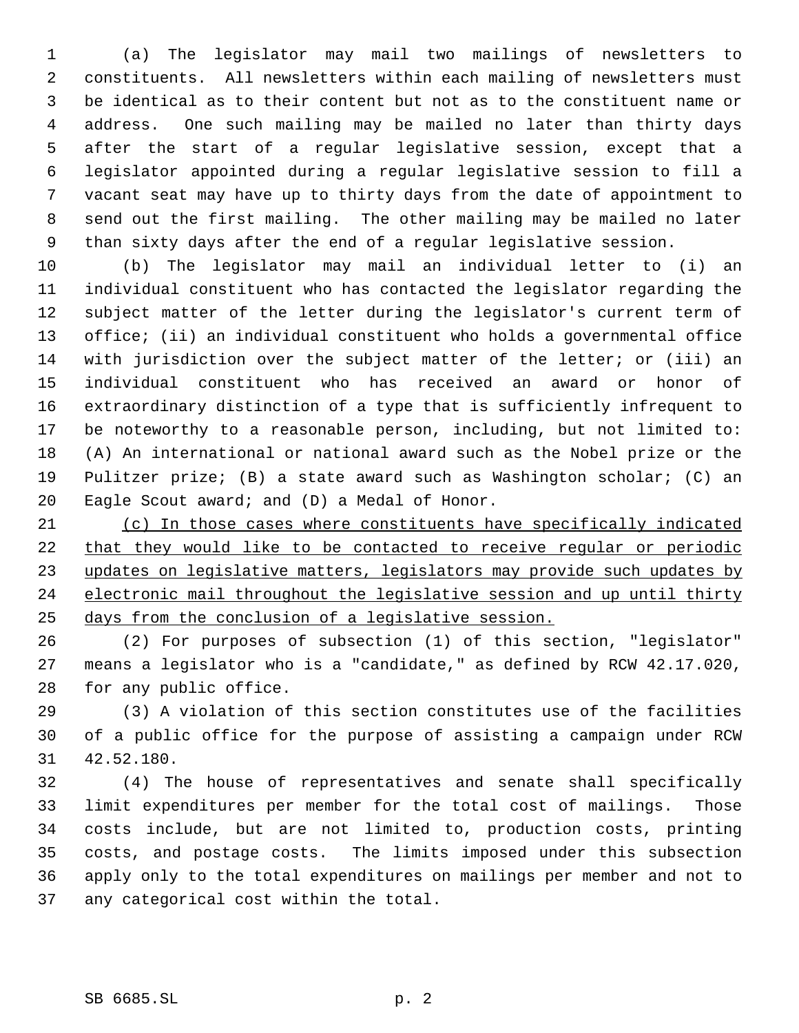(a) The legislator may mail two mailings of newsletters to constituents. All newsletters within each mailing of newsletters must be identical as to their content but not as to the constituent name or address. One such mailing may be mailed no later than thirty days after the start of a regular legislative session, except that a legislator appointed during a regular legislative session to fill a vacant seat may have up to thirty days from the date of appointment to send out the first mailing. The other mailing may be mailed no later than sixty days after the end of a regular legislative session.

(b) The legislator may mail an individual letter to (i) an individual constituent who has contacted the legislator regarding the subject matter of the letter during the legislator's current term of office; (ii) an individual constituent who holds a governmental office with jurisdiction over the subject matter of the letter; or (iii) an individual constituent who has received an award or honor of extraordinary distinction of a type that is sufficiently infrequent to be noteworthy to a reasonable person, including, but not limited to: (A) An international or national award such as the Nobel prize or the Pulitzer prize; (B) a state award such as Washington scholar; (C) an Eagle Scout award; and (D) a Medal of Honor.

<u>(c) In those cases where constituents have specifically indicated that they would like to be contacted to receive regular or periodic updates on legislative matters, legislators may provide such updates by electronic mail throughout the legislative session and up until thirty days from the conclusion of a legislative session.</u>

(2) For purposes of subsection (1) of this section, "legislator" means a legislator who is a "candidate," as defined by RCW 42.17.020, for any public office.

(3) A violation of this section constitutes use of the facilities of a public office for the purpose of assisting a campaign under RCW 42.52.180.

(4) The house of representatives and senate shall specifically limit expenditures per member for the total cost of mailings. Those costs include, but are not limited to, production costs, printing costs, and postage costs. The limits imposed under this subsection apply only to the total expenditures on mailings per member and not to any categorical cost within the total.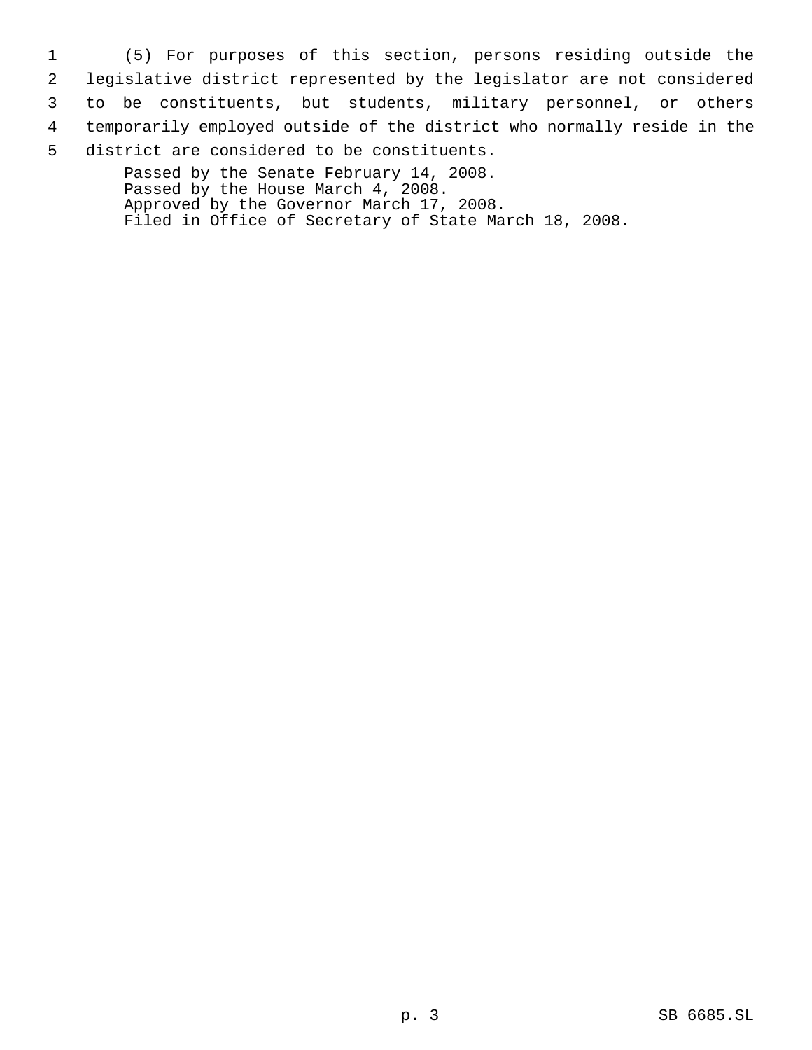(5) For purposes of this section, persons residing outside the legislative district represented by the legislator are not considered to be constituents, but students, military personnel, or others temporarily employed outside of the district who normally reside in the district are considered to be constituents.

Passed by the Senate February 14, 2008.
Passed by the House March 4, 2008.
Approved by the Governor March 17, 2008.
Filed in Office of Secretary of State March 18, 2008.